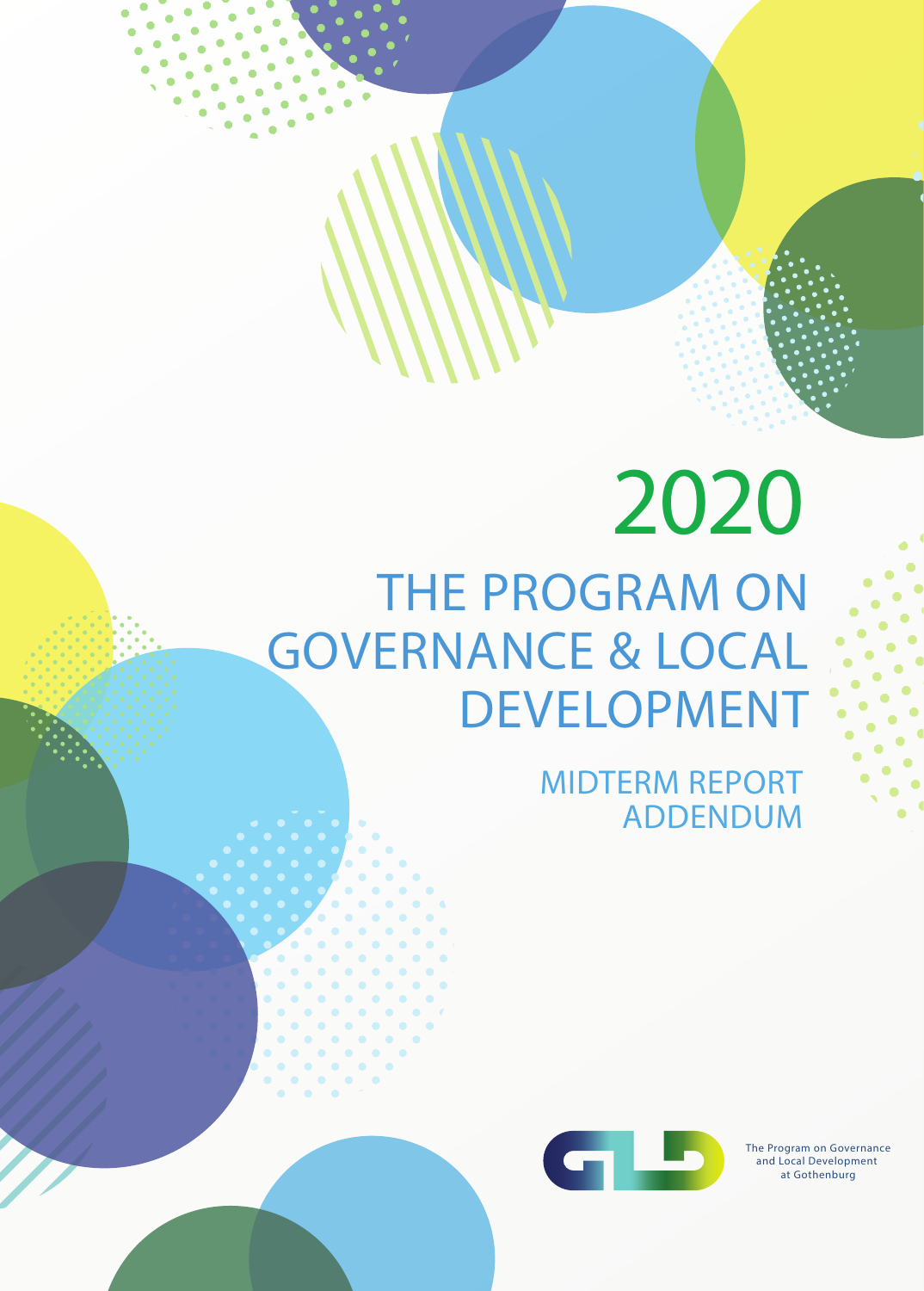# 2020

# THE PROGRAM ON GOVERNANCE & LOCAL DEVELOPMENT

## MIDTERM REPORT ADDENDUM

The Program on Governance and Local Development at Gothenburg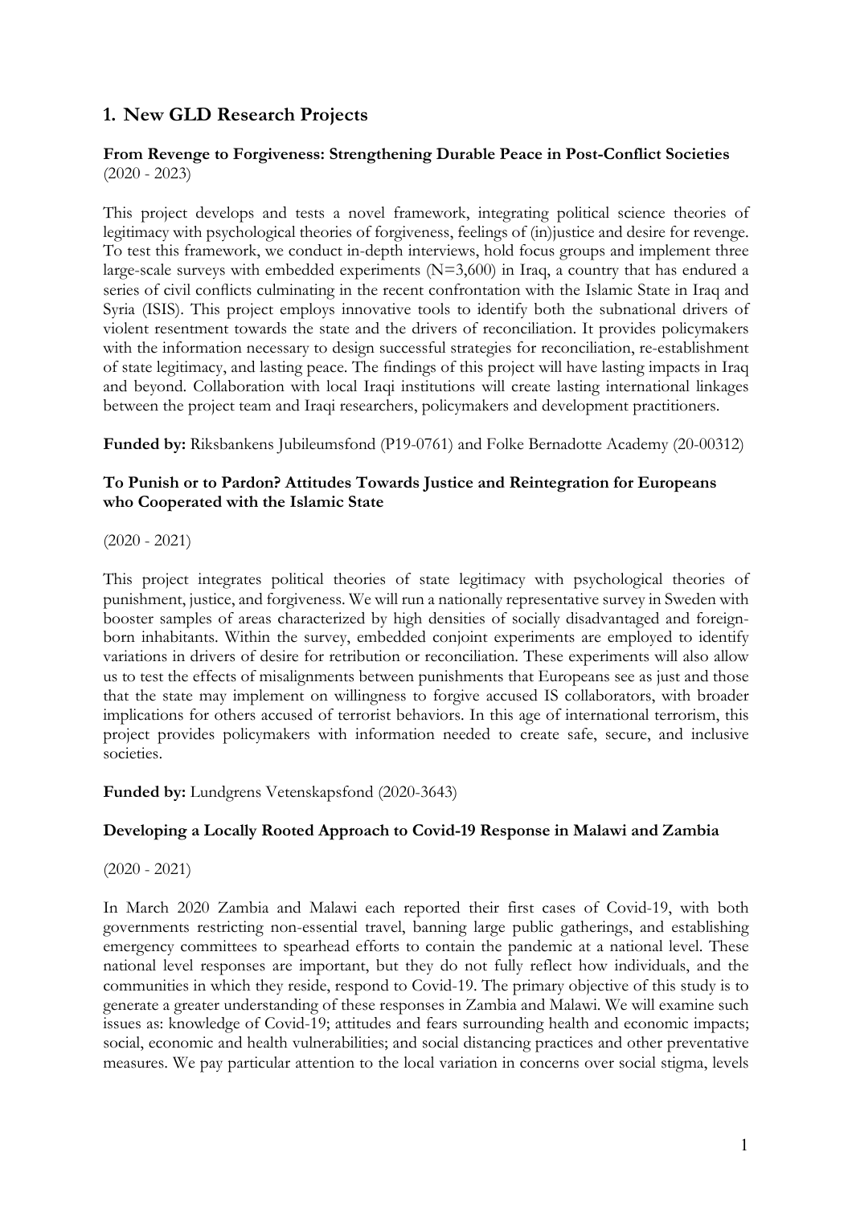# 1. New GLD Research Projects

**From Revenge to Forgiveness: Strengthening Durable Peace in Post-Conflict Societies** (2020 - 2023)

This project develops and tests a novel framework, integrating political science theories of legitimacy with psychological theories of forgiveness, feelings of (in)justice and desire for revenge. To test this framework, we conduct in-depth interviews, hold focus groups and implement three large-scale surveys with embedded experiments (N=3,600) in Iraq, a country that has endured a series of civil conflicts culminating in the recent confrontation with the Islamic State in Iraq and Syria (ISIS). This project employs innovative tools to identify both the subnational drivers of violent resentment towards the state and the drivers of reconciliation. It provides policymakers with the information necessary to design successful strategies for reconciliation, re-establishment of state legitimacy, and lasting peace. The findings of this project will have lasting impacts in Iraq and beyond. Collaboration with local Iraqi institutions will create lasting international linkages between the project team and Iraqi researchers, policymakers and development practitioners.

**Funded by:** Riksbankens Jubileumsfond (P19-0761) and Folke Bernadotte Academy (20-00312)

**To Punish or to Pardon? Attitudes Towards Justice and Reintegration for Europeans who Cooperated with the Islamic State**

(2020 - 2021)

This project integrates political theories of state legitimacy with psychological theories of punishment, justice, and forgiveness. We will run a nationally representative survey in Sweden with booster samples of areas characterized by high densities of socially disadvantaged and foreign-born inhabitants. Within the survey, embedded conjoint experiments are employed to identify variations in drivers of desire for retribution or reconciliation. These experiments will also allow us to test the effects of misalignments between punishments that Europeans see as just and those that the state may implement on willingness to forgive accused IS collaborators, with broader implications for others accused of terrorist behaviors. In this age of international terrorism, this project provides policymakers with information needed to create safe, secure, and inclusive societies.

**Funded by:** Lundgrens Vetenskapsfond (2020-3643)

**Developing a Locally Rooted Approach to Covid-19 Response in Malawi and Zambia**

(2020 - 2021)

In March 2020 Zambia and Malawi each reported their first cases of Covid-19, with both governments restricting non-essential travel, banning large public gatherings, and establishing emergency committees to spearhead efforts to contain the pandemic at a national level. These national level responses are important, but they do not fully reflect how individuals, and the communities in which they reside, respond to Covid-19. The primary objective of this study is to generate a greater understanding of these responses in Zambia and Malawi. We will examine such issues as: knowledge of Covid-19; attitudes and fears surrounding health and economic impacts; social, economic and health vulnerabilities; and social distancing practices and other preventative measures. We pay particular attention to the local variation in concerns over social stigma, levels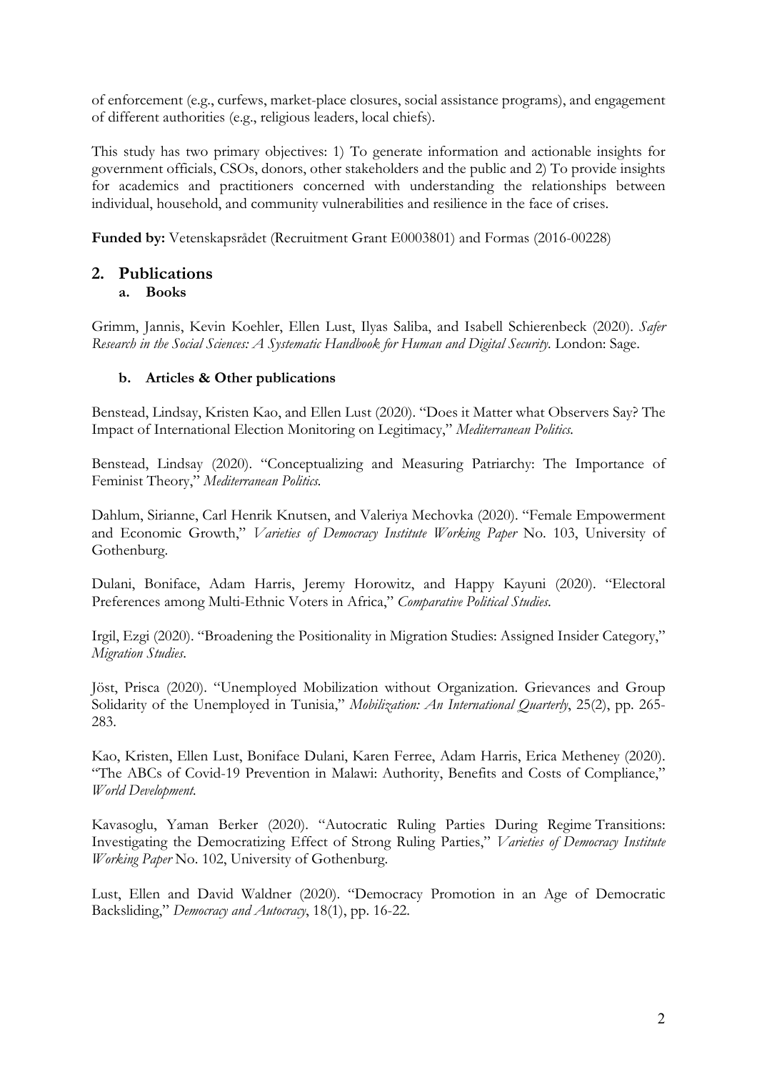of enforcement (e.g., curfews, market-place closures, social assistance programs), and engagement of different authorities (e.g., religious leaders, local chiefs).

This study has two primary objectives: 1) To generate information and actionable insights for government officials, CSOs, donors, other stakeholders and the public and 2) To provide insights for academics and practitioners concerned with understanding the relationships between individual, household, and community vulnerabilities and resilience in the face of crises.

**Funded by:** Vetenskapsrådet (Recruitment Grant E0003801) and Formas (2016-00228)

## 2. Publications

### a. Books

Grimm, Jannis, Kevin Koehler, Ellen Lust, Ilyas Saliba, and Isabell Schierenbeck (2020). *Safer Research in the Social Sciences: A Systematic Handbook for Human and Digital Security.* London: Sage.

### b. Articles & Other publications

Benstead, Lindsay, Kristen Kao, and Ellen Lust (2020). "Does it Matter what Observers Say? The Impact of International Election Monitoring on Legitimacy," *Mediterranean Politics.*

Benstead, Lindsay (2020). "Conceptualizing and Measuring Patriarchy: The Importance of Feminist Theory," *Mediterranean Politics.*

Dahlum, Sirianne, Carl Henrik Knutsen, and Valeriya Mechovka (2020). "Female Empowerment and Economic Growth," *Varieties of Democracy Institute Working Paper* No. 103, University of Gothenburg.

Dulani, Boniface, Adam Harris, Jeremy Horowitz, and Happy Kayuni (2020). "Electoral Preferences among Multi-Ethnic Voters in Africa," *Comparative Political Studies*.

Irgil, Ezgi (2020). "Broadening the Positionality in Migration Studies: Assigned Insider Category," *Migration Studies*.

Jöst, Prisca (2020). "Unemployed Mobilization without Organization. Grievances and Group Solidarity of the Unemployed in Tunisia," *Mobilization: An International Quarterly*, 25(2), pp. 265-283.

Kao, Kristen, Ellen Lust, Boniface Dulani, Karen Ferree, Adam Harris, Erica Metheney (2020). "The ABCs of Covid-19 Prevention in Malawi: Authority, Benefits and Costs of Compliance," *World Development*.

Kavasoglu, Yaman Berker (2020). "Autocratic Ruling Parties During Regime Transitions: Investigating the Democratizing Effect of Strong Ruling Parties," *Varieties of Democracy Institute Working Paper* No. 102, University of Gothenburg.

Lust, Ellen and David Waldner (2020). "Democracy Promotion in an Age of Democratic Backsliding," *Democracy and Autocracy*, 18(1), pp. 16-22.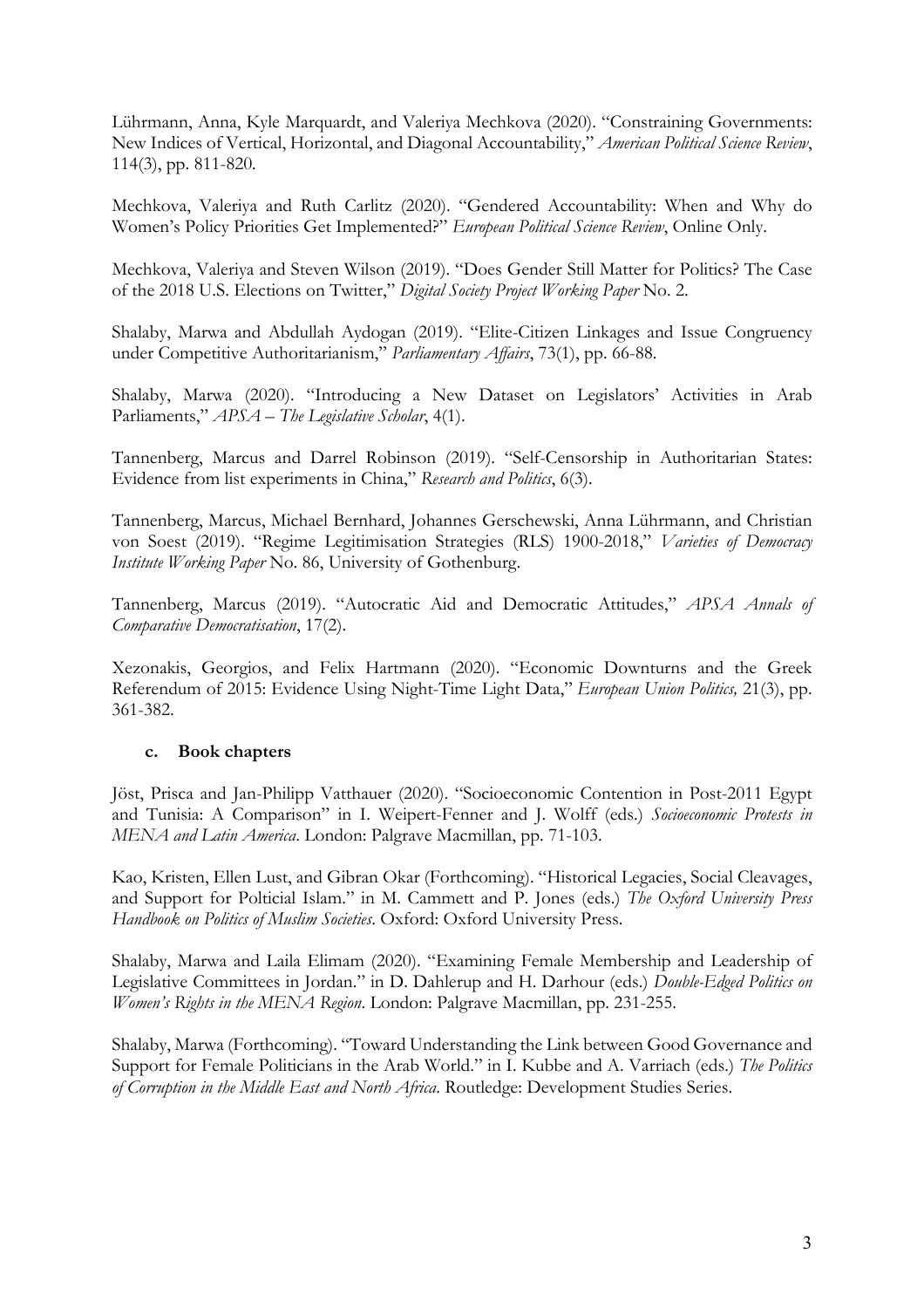Lührmann, Anna, Kyle Marquardt, and Valeriya Mechkova (2020). "Constraining Governments: New Indices of Vertical, Horizontal, and Diagonal Accountability," *American Political Science Review*, 114(3), pp. 811-820.

Mechkova, Valeriya and Ruth Carlitz (2020). "Gendered Accountability: When and Why do Women's Policy Priorities Get Implemented?" *European Political Science Review*, Online Only.

Mechkova, Valeriya and Steven Wilson (2019). "Does Gender Still Matter for Politics? The Case of the 2018 U.S. Elections on Twitter," *Digital Society Project Working Paper* No. 2.

Shalaby, Marwa and Abdullah Aydogan (2019). "Elite-Citizen Linkages and Issue Congruency under Competitive Authoritarianism," *Parliamentary Affairs*, 73(1), pp. 66-88.

Shalaby, Marwa (2020). "Introducing a New Dataset on Legislators' Activities in Arab Parliaments," *APSA – The Legislative Scholar*, 4(1).

Tannenberg, Marcus and Darrel Robinson (2019). "Self-Censorship in Authoritarian States: Evidence from list experiments in China," *Research and Politics*, 6(3).

Tannenberg, Marcus, Michael Bernhard, Johannes Gerschewski, Anna Lührmann, and Christian von Soest (2019). "Regime Legitimisation Strategies (RLS) 1900-2018," *Varieties of Democracy Institute Working Paper* No. 86, University of Gothenburg.

Tannenberg, Marcus (2019). "Autocratic Aid and Democratic Attitudes," *APSA Annals of Comparative Democratisation*, 17(2).

Xezonakis, Georgios, and Felix Hartmann (2020). "Economic Downturns and the Greek Referendum of 2015: Evidence Using Night-Time Light Data," *European Union Politics,* 21(3), pp. 361-382.

### c. Book chapters

Jöst, Prisca and Jan-Philipp Vatthauer (2020). "Socioeconomic Contention in Post-2011 Egypt and Tunisia: A Comparison" in I. Weipert-Fenner and J. Wolff (eds.) *Socioeconomic Protests in MENA and Latin America*. London: Palgrave Macmillan, pp. 71-103.

Kao, Kristen, Ellen Lust, and Gibran Okar (Forthcoming). "Historical Legacies, Social Cleavages, and Support for Polticial Islam." in M. Cammett and P. Jones (eds.) *The Oxford University Press Handbook on Politics of Muslim Societies*. Oxford: Oxford University Press.

Shalaby, Marwa and Laila Elimam (2020). "Examining Female Membership and Leadership of Legislative Committees in Jordan." in D. Dahlerup and H. Darhour (eds.) *Double-Edged Politics on Women's Rights in the MENA Region*. London: Palgrave Macmillan, pp. 231-255.

Shalaby, Marwa (Forthcoming). "Toward Understanding the Link between Good Governance and Support for Female Politicians in the Arab World." in I. Kubbe and A. Varriach (eds.) *The Politics of Corruption in the Middle East and North Africa*. Routledge: Development Studies Series.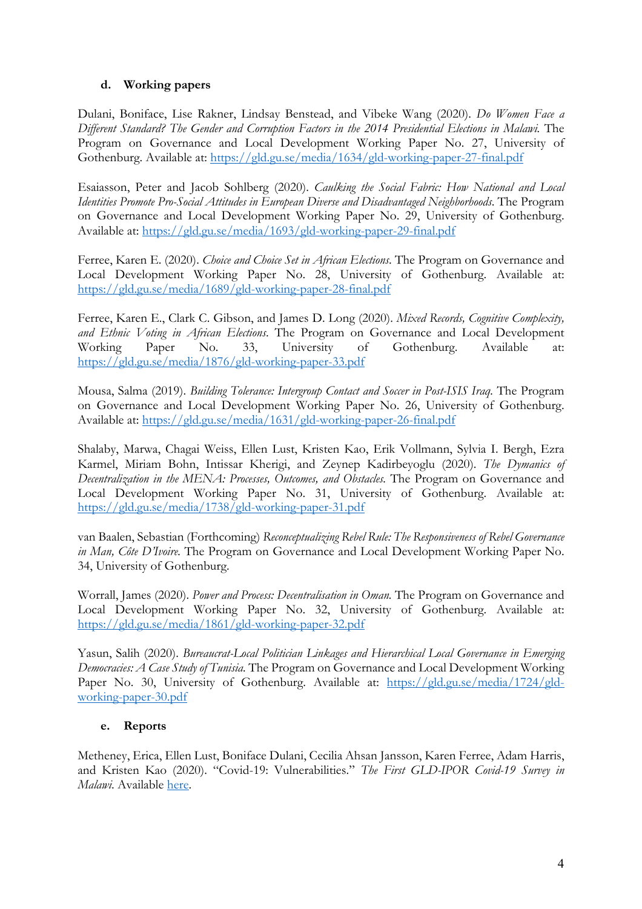#### d. Working papers

Dulani, Boniface, Lise Rakner, Lindsay Benstead, and Vibeke Wang (2020). *Do Women Face a Different Standard? The Gender and Corruption Factors in the 2014 Presidential Elections in Malawi.* The Program on Governance and Local Development Working Paper No. 27, University of Gothenburg. Available at: https://gld.gu.se/media/1634/gld-working-paper-27-final.pdf

Esaiasson, Peter and Jacob Sohlberg (2020). *Caulking the Social Fabric: How National and Local Identities Promote Pro-Social Attitudes in European Diverse and Disadvantaged Neighborhoods.* The Program on Governance and Local Development Working Paper No. 29, University of Gothenburg. Available at: https://gld.gu.se/media/1693/gld-working-paper-29-final.pdf

Ferree, Karen E. (2020). *Choice and Choice Set in African Elections.* The Program on Governance and Local Development Working Paper No. 28, University of Gothenburg. Available at: https://gld.gu.se/media/1689/gld-working-paper-28-final.pdf

Ferree, Karen E., Clark C. Gibson, and James D. Long (2020). *Mixed Records, Cognitive Complexity, and Ethnic Voting in African Elections.* The Program on Governance and Local Development Working Paper No. 33, University of Gothenburg. Available at: https://gld.gu.se/media/1876/gld-working-paper-33.pdf

Mousa, Salma (2019). *Building Tolerance: Intergroup Contact and Soccer in Post-ISIS Iraq.* The Program on Governance and Local Development Working Paper No. 26, University of Gothenburg. Available at: https://gld.gu.se/media/1631/gld-working-paper-26-final.pdf

Shalaby, Marwa, Chagai Weiss, Ellen Lust, Kristen Kao, Erik Vollmann, Sylvia I. Bergh, Ezra Karmel, Miriam Bohn, Intissar Kherigi, and Zeynep Kadirbeyoglu (2020). *The Dynamics of Decentralization in the MENA: Processes, Outcomes, and Obstacles.* The Program on Governance and Local Development Working Paper No. 31, University of Gothenburg. Available at: https://gld.gu.se/media/1738/gld-working-paper-31.pdf

van Baalen, Sebastian (Forthcoming) *Reconceptualizing Rebel Rule: The Responsiveness of Rebel Governance in Man, Côte D'Ivoire.* The Program on Governance and Local Development Working Paper No. 34, University of Gothenburg.

Worrall, James (2020). *Power and Process: Decentralisation in Oman.* The Program on Governance and Local Development Working Paper No. 32, University of Gothenburg. Available at: https://gld.gu.se/media/1861/gld-working-paper-32.pdf

Yasun, Salih (2020). *Bureaucrat-Local Politician Linkages and Hierarchical Local Governance in Emerging Democracies: A Case Study of Tunisia.* The Program on Governance and Local Development Working Paper No. 30, University of Gothenburg. Available at: https://gld.gu.se/media/1724/gld-working-paper-30.pdf

#### e. Reports

Metheney, Erica, Ellen Lust, Boniface Dulani, Cecilia Ahsan Jansson, Karen Ferree, Adam Harris, and Kristen Kao (2020). "Covid-19: Vulnerabilities." *The First GLD-IPOR Covid-19 Survey in Malawi.* Available here.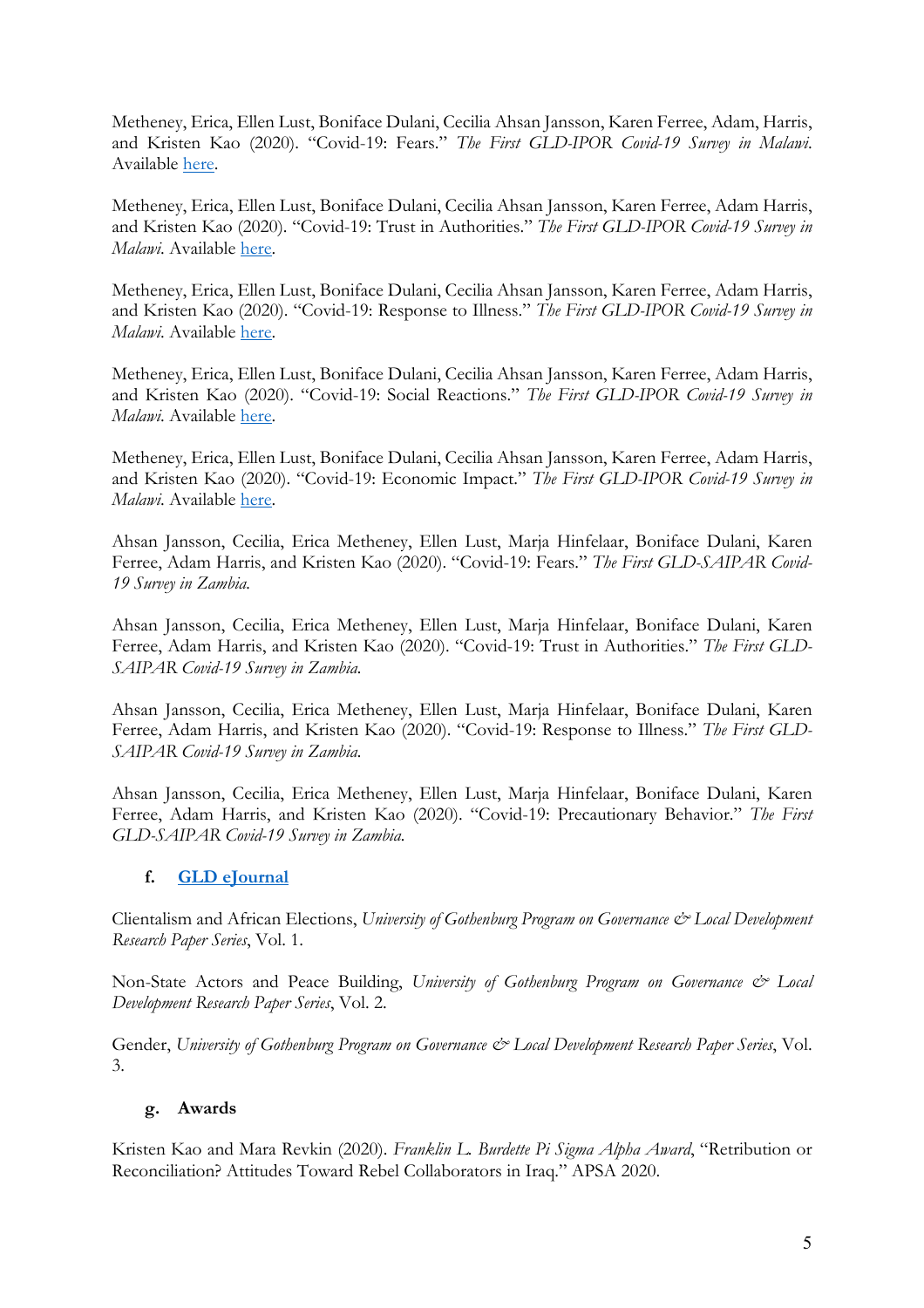Metheney, Erica, Ellen Lust, Boniface Dulani, Cecilia Ahsan Jansson, Karen Ferree, Adam, Harris, and Kristen Kao (2020). "Covid-19: Fears." *The First GLD-IPOR Covid-19 Survey in Malawi.* Available here.

Metheney, Erica, Ellen Lust, Boniface Dulani, Cecilia Ahsan Jansson, Karen Ferree, Adam Harris, and Kristen Kao (2020). "Covid-19: Trust in Authorities." *The First GLD-IPOR Covid-19 Survey in Malawi.* Available here.

Metheney, Erica, Ellen Lust, Boniface Dulani, Cecilia Ahsan Jansson, Karen Ferree, Adam Harris, and Kristen Kao (2020). "Covid-19: Response to Illness." *The First GLD-IPOR Covid-19 Survey in Malawi.* Available here.

Metheney, Erica, Ellen Lust, Boniface Dulani, Cecilia Ahsan Jansson, Karen Ferree, Adam Harris, and Kristen Kao (2020). "Covid-19: Social Reactions." *The First GLD-IPOR Covid-19 Survey in Malawi.* Available here.

Metheney, Erica, Ellen Lust, Boniface Dulani, Cecilia Ahsan Jansson, Karen Ferree, Adam Harris, and Kristen Kao (2020). "Covid-19: Economic Impact." *The First GLD-IPOR Covid-19 Survey in Malawi.* Available here.

Ahsan Jansson, Cecilia, Erica Metheney, Ellen Lust, Marja Hinfelaar, Boniface Dulani, Karen Ferree, Adam Harris, and Kristen Kao (2020). "Covid-19: Fears." *The First GLD-SAIPAR Covid-19 Survey in Zambia.*

Ahsan Jansson, Cecilia, Erica Metheney, Ellen Lust, Marja Hinfelaar, Boniface Dulani, Karen Ferree, Adam Harris, and Kristen Kao (2020). "Covid-19: Trust in Authorities." *The First GLD-SAIPAR Covid-19 Survey in Zambia.*

Ahsan Jansson, Cecilia, Erica Metheney, Ellen Lust, Marja Hinfelaar, Boniface Dulani, Karen Ferree, Adam Harris, and Kristen Kao (2020). "Covid-19: Response to Illness." *The First GLD-SAIPAR Covid-19 Survey in Zambia.*

Ahsan Jansson, Cecilia, Erica Metheney, Ellen Lust, Marja Hinfelaar, Boniface Dulani, Karen Ferree, Adam Harris, and Kristen Kao (2020). "Covid-19: Precautionary Behavior." *The First GLD-SAIPAR Covid-19 Survey in Zambia.*

### f. **GLD eJournal**

Clientalism and African Elections, *University of Gothenburg Program on Governance & Local Development Research Paper Series*, Vol. 1.

Non-State Actors and Peace Building, *University of Gothenburg Program on Governance & Local Development Research Paper Series*, Vol. 2.

Gender, *University of Gothenburg Program on Governance & Local Development Research Paper Series*, Vol. 3.

### g. **Awards**

Kristen Kao and Mara Revkin (2020). *Franklin L. Burdette Pi Sigma Alpha Award*, "Retribution or Reconciliation? Attitudes Toward Rebel Collaborators in Iraq." APSA 2020.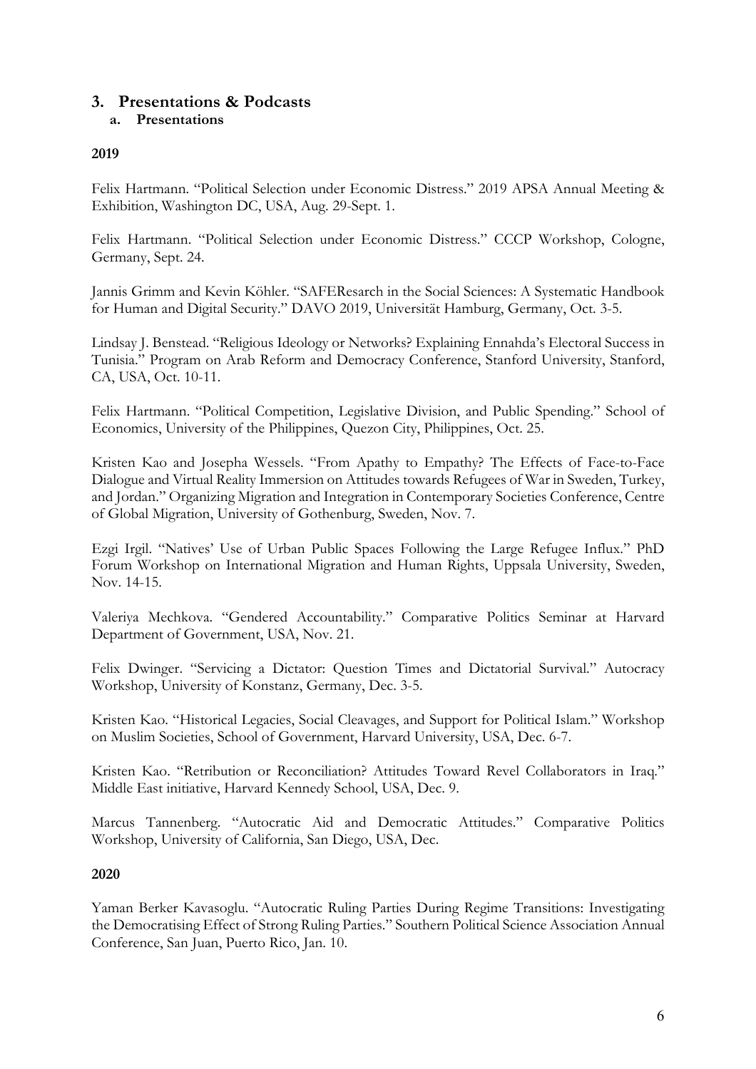## 3. Presentations & Podcasts

### a. Presentations

**2019**

Felix Hartmann. "Political Selection under Economic Distress." 2019 APSA Annual Meeting & Exhibition, Washington DC, USA, Aug. 29-Sept. 1.

Felix Hartmann. "Political Selection under Economic Distress." CCCP Workshop, Cologne, Germany, Sept. 24.

Jannis Grimm and Kevin Köhler. "SAFEResarch in the Social Sciences: A Systematic Handbook for Human and Digital Security." DAVO 2019, Universität Hamburg, Germany, Oct. 3-5.

Lindsay J. Benstead. "Religious Ideology or Networks? Explaining Ennahda's Electoral Success in Tunisia." Program on Arab Reform and Democracy Conference, Stanford University, Stanford, CA, USA, Oct. 10-11.

Felix Hartmann. "Political Competition, Legislative Division, and Public Spending." School of Economics, University of the Philippines, Quezon City, Philippines, Oct. 25.

Kristen Kao and Josepha Wessels. "From Apathy to Empathy? The Effects of Face-to-Face Dialogue and Virtual Reality Immersion on Attitudes towards Refugees of War in Sweden, Turkey, and Jordan." Organizing Migration and Integration in Contemporary Societies Conference, Centre of Global Migration, University of Gothenburg, Sweden, Nov. 7.

Ezgi Irgil. "Natives' Use of Urban Public Spaces Following the Large Refugee Influx." PhD Forum Workshop on International Migration and Human Rights, Uppsala University, Sweden, Nov. 14-15.

Valeriya Mechkova. "Gendered Accountability." Comparative Politics Seminar at Harvard Department of Government, USA, Nov. 21.

Felix Dwinger. "Servicing a Dictator: Question Times and Dictatorial Survival." Autocracy Workshop, University of Konstanz, Germany, Dec. 3-5.

Kristen Kao. "Historical Legacies, Social Cleavages, and Support for Political Islam." Workshop on Muslim Societies, School of Government, Harvard University, USA, Dec. 6-7.

Kristen Kao. "Retribution or Reconciliation? Attitudes Toward Revel Collaborators in Iraq." Middle East initiative, Harvard Kennedy School, USA, Dec. 9.

Marcus Tannenberg. "Autocratic Aid and Democratic Attitudes." Comparative Politics Workshop, University of California, San Diego, USA, Dec.

**2020**

Yaman Berker Kavasoglu. "Autocratic Ruling Parties During Regime Transitions: Investigating the Democratising Effect of Strong Ruling Parties." Southern Political Science Association Annual Conference, San Juan, Puerto Rico, Jan. 10.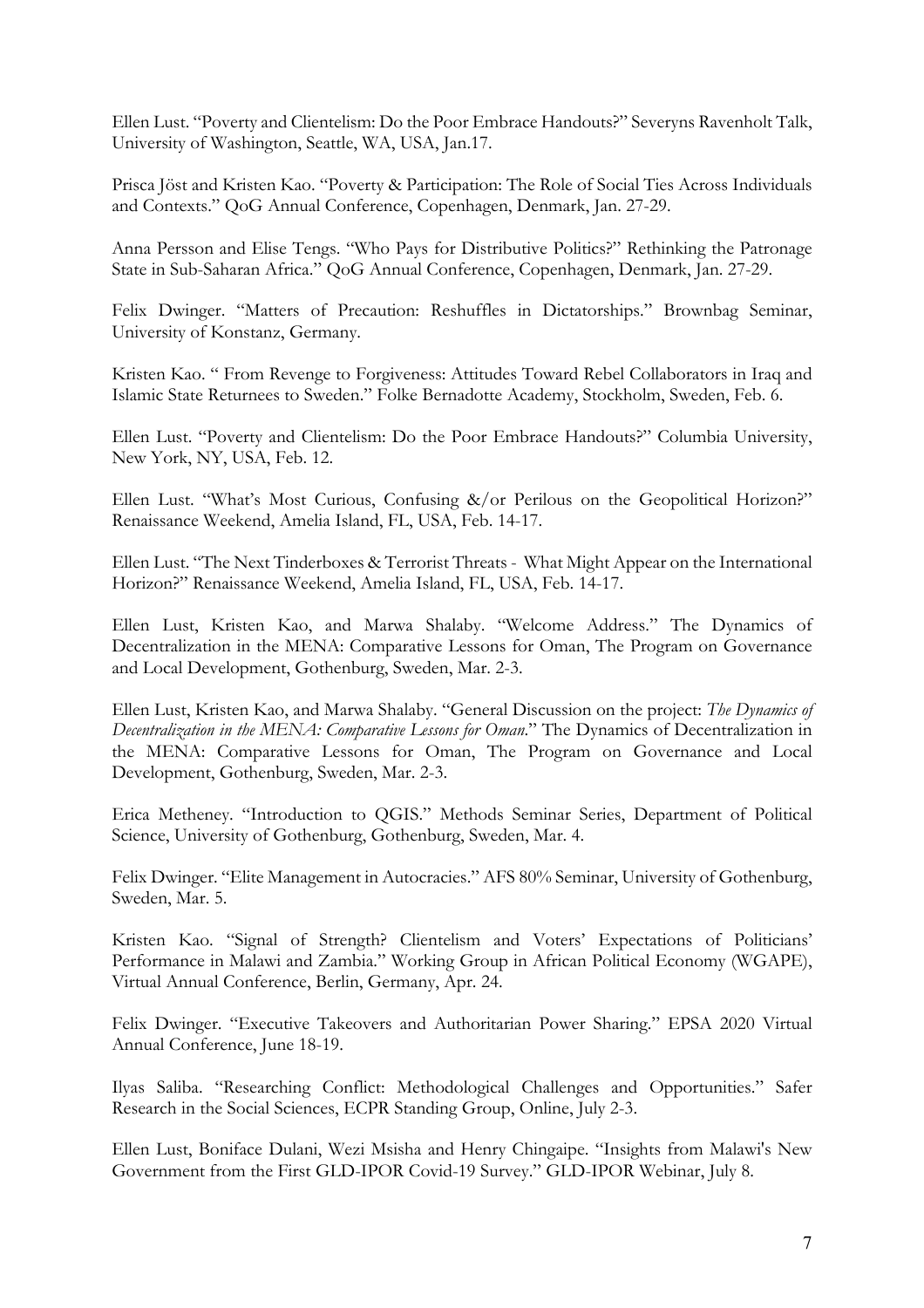Ellen Lust. “Poverty and Clientelism: Do the Poor Embrace Handouts?” Severyns Ravenholt Talk, University of Washington, Seattle, WA, USA, Jan.17.

Prisca Jöst and Kristen Kao. “Poverty & Participation: The Role of Social Ties Across Individuals and Contexts.” QoG Annual Conference, Copenhagen, Denmark, Jan. 27-29.

Anna Persson and Elise Tengs. “Who Pays for Distributive Politics?” Rethinking the Patronage State in Sub-Saharan Africa.” QoG Annual Conference, Copenhagen, Denmark, Jan. 27-29.

Felix Dwinger. “Matters of Precaution: Reshuffles in Dictatorships.” Brownbag Seminar, University of Konstanz, Germany.

Kristen Kao. “ From Revenge to Forgiveness: Attitudes Toward Rebel Collaborators in Iraq and Islamic State Returnees to Sweden.” Folke Bernadotte Academy, Stockholm, Sweden, Feb. 6.

Ellen Lust. “Poverty and Clientelism: Do the Poor Embrace Handouts?” Columbia University, New York, NY, USA, Feb. 12.

Ellen Lust. “What’s Most Curious, Confusing &/or Perilous on the Geopolitical Horizon?” Renaissance Weekend, Amelia Island, FL, USA, Feb. 14-17.

Ellen Lust. “The Next Tinderboxes & Terrorist Threats - What Might Appear on the International Horizon?” Renaissance Weekend, Amelia Island, FL, USA, Feb. 14-17.

Ellen Lust, Kristen Kao, and Marwa Shalaby. “Welcome Address.” The Dynamics of Decentralization in the MENA: Comparative Lessons for Oman, The Program on Governance and Local Development, Gothenburg, Sweden, Mar. 2-3.

Ellen Lust, Kristen Kao, and Marwa Shalaby. “General Discussion on the project: *The Dynamics of Decentralization in the MENA: Comparative Lessons for Oman*.” The Dynamics of Decentralization in the MENA: Comparative Lessons for Oman, The Program on Governance and Local Development, Gothenburg, Sweden, Mar. 2-3.

Erica Metheney. “Introduction to QGIS.” Methods Seminar Series, Department of Political Science, University of Gothenburg, Gothenburg, Sweden, Mar. 4.

Felix Dwinger. “Elite Management in Autocracies.” AFS 80% Seminar, University of Gothenburg, Sweden, Mar. 5.

Kristen Kao. “Signal of Strength? Clientelism and Voters’ Expectations of Politicians’ Performance in Malawi and Zambia.” Working Group in African Political Economy (WGAPE), Virtual Annual Conference, Berlin, Germany, Apr. 24.

Felix Dwinger. “Executive Takeovers and Authoritarian Power Sharing.” EPSA 2020 Virtual Annual Conference, June 18-19.

Ilyas Saliba. “Researching Conflict: Methodological Challenges and Opportunities.” Safer Research in the Social Sciences, ECPR Standing Group, Online, July 2-3.

Ellen Lust, Boniface Dulani, Wezi Msisha and Henry Chingaipe. “Insights from Malawi's New Government from the First GLD-IPOR Covid-19 Survey.” GLD-IPOR Webinar, July 8.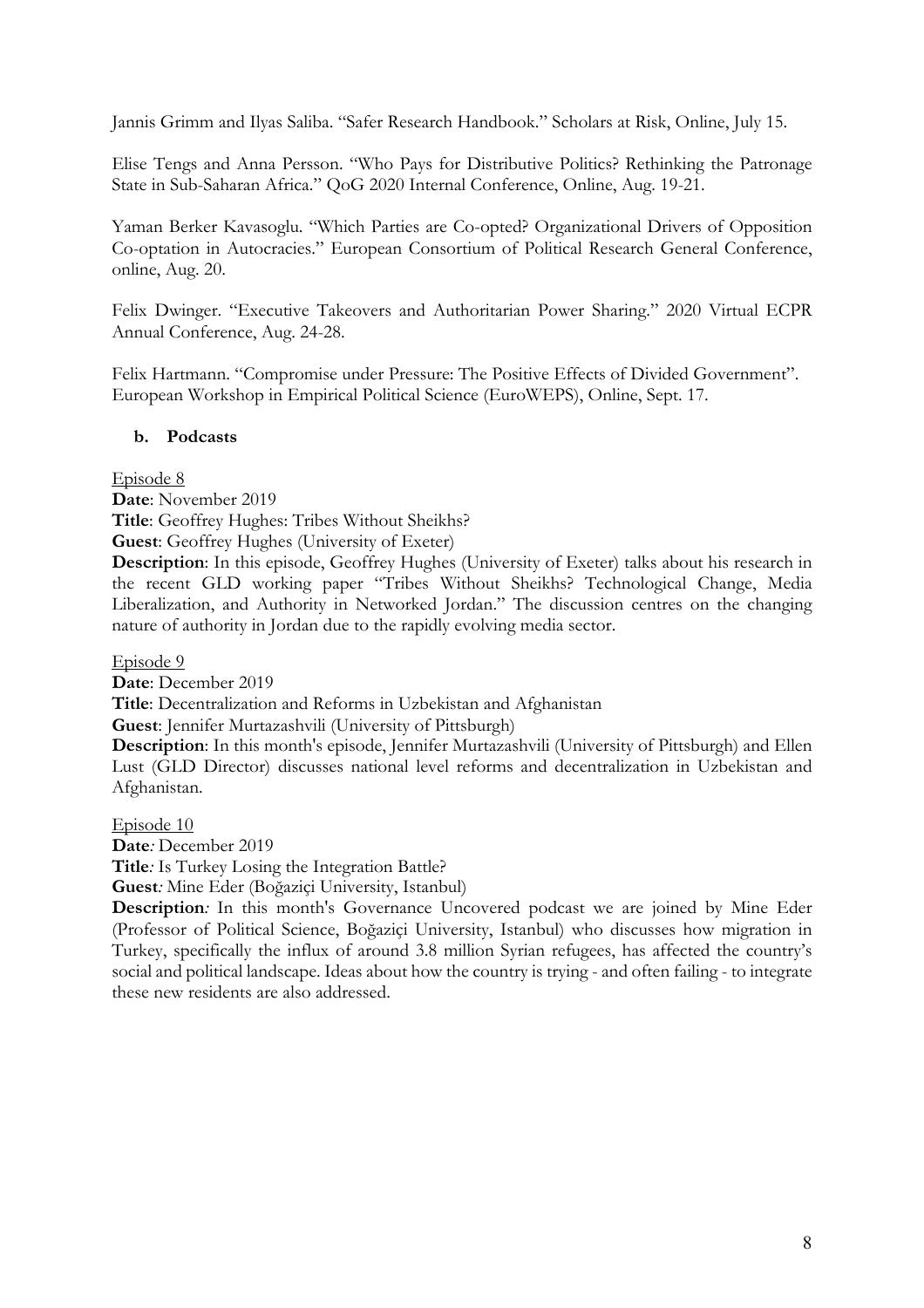Jannis Grimm and Ilyas Saliba. "Safer Research Handbook." Scholars at Risk, Online, July 15.

Elise Tengs and Anna Persson. "Who Pays for Distributive Politics? Rethinking the Patronage State in Sub-Saharan Africa." QoG 2020 Internal Conference, Online, Aug. 19-21.

Yaman Berker Kavasoglu. "Which Parties are Co-opted? Organizational Drivers of Opposition Co-optation in Autocracies." European Consortium of Political Research General Conference, online, Aug. 20.

Felix Dwinger. "Executive Takeovers and Authoritarian Power Sharing." 2020 Virtual ECPR Annual Conference, Aug. 24-28.

Felix Hartmann. "Compromise under Pressure: The Positive Effects of Divided Government". European Workshop in Empirical Political Science (EuroWEPS), Online, Sept. 17.

**b. Podcasts**

Episode 8

**Date**: November 2019

**Title**: Geoffrey Hughes: Tribes Without Sheikhs?

**Guest**: Geoffrey Hughes (University of Exeter)

**Description**: In this episode, Geoffrey Hughes (University of Exeter) talks about his research in the recent GLD working paper "Tribes Without Sheikhs? Technological Change, Media Liberalization, and Authority in Networked Jordan." The discussion centres on the changing nature of authority in Jordan due to the rapidly evolving media sector.

Episode 9

**Date**: December 2019

**Title**: Decentralization and Reforms in Uzbekistan and Afghanistan

**Guest**: Jennifer Murtazashvili (University of Pittsburgh)

**Description**: In this month's episode, Jennifer Murtazashvili (University of Pittsburgh) and Ellen Lust (GLD Director) discusses national level reforms and decentralization in Uzbekistan and Afghanistan.

Episode 10

**Date***:* December 2019

**Title***:* Is Turkey Losing the Integration Battle?

**Guest***:* Mine Eder (Boğaziçi University, Istanbul)

**Description***:* In this month's Governance Uncovered podcast we are joined by Mine Eder (Professor of Political Science, Boğaziçi University, Istanbul) who discusses how migration in Turkey, specifically the influx of around 3.8 million Syrian refugees, has affected the country's social and political landscape. Ideas about how the country is trying - and often failing - to integrate these new residents are also addressed.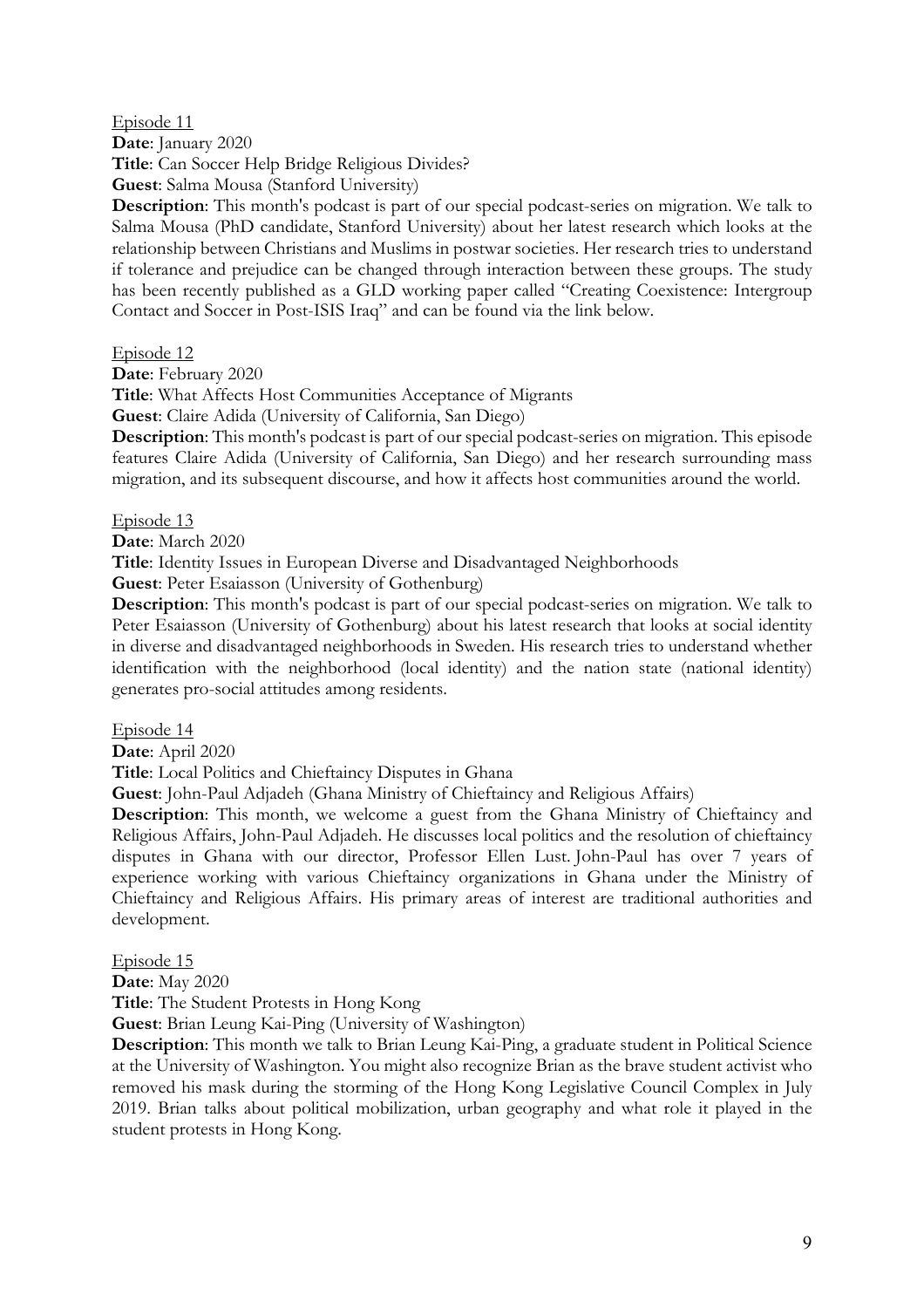<u>Episode 11</u>
**Date**: January 2020
**Title**: Can Soccer Help Bridge Religious Divides?
**Guest**: Salma Mousa (Stanford University)
**Description**: This month's podcast is part of our special podcast-series on migration. We talk to Salma Mousa (PhD candidate, Stanford University) about her latest research which looks at the relationship between Christians and Muslims in postwar societies. Her research tries to understand if tolerance and prejudice can be changed through interaction between these groups. The study has been recently published as a GLD working paper called "Creating Coexistence: Intergroup Contact and Soccer in Post-ISIS Iraq" and can be found via the link below.

<u>Episode 12</u>
**Date**: February 2020
**Title**: What Affects Host Communities Acceptance of Migrants
**Guest**: Claire Adida (University of California, San Diego)
**Description**: This month's podcast is part of our special podcast-series on migration. This episode features Claire Adida (University of California, San Diego) and her research surrounding mass migration, and its subsequent discourse, and how it affects host communities around the world.

<u>Episode 13</u>
**Date**: March 2020
**Title**: Identity Issues in European Diverse and Disadvantaged Neighborhoods
**Guest**: Peter Esaiasson (University of Gothenburg)
**Description**: This month's podcast is part of our special podcast-series on migration. We talk to Peter Esaiasson (University of Gothenburg) about his latest research that looks at social identity in diverse and disadvantaged neighborhoods in Sweden. His research tries to understand whether identification with the neighborhood (local identity) and the nation state (national identity) generates pro-social attitudes among residents.

<u>Episode 14</u>
**Date**: April 2020
**Title**: Local Politics and Chieftaincy Disputes in Ghana
**Guest**: John-Paul Adjadeh (Ghana Ministry of Chieftaincy and Religious Affairs)
**Description**: This month, we welcome a guest from the Ghana Ministry of Chieftaincy and Religious Affairs, John-Paul Adjadeh. He discusses local politics and the resolution of chieftaincy disputes in Ghana with our director, Professor Ellen Lust. John-Paul has over 7 years of experience working with various Chieftaincy organizations in Ghana under the Ministry of Chieftaincy and Religious Affairs. His primary areas of interest are traditional authorities and development.

<u>Episode 15</u>
**Date**: May 2020
**Title**: The Student Protests in Hong Kong
**Guest**: Brian Leung Kai-Ping (University of Washington)
**Description**: This month we talk to Brian Leung Kai-Ping, a graduate student in Political Science at the University of Washington. You might also recognize Brian as the brave student activist who removed his mask during the storming of the Hong Kong Legislative Council Complex in July 2019. Brian talks about political mobilization, urban geography and what role it played in the student protests in Hong Kong.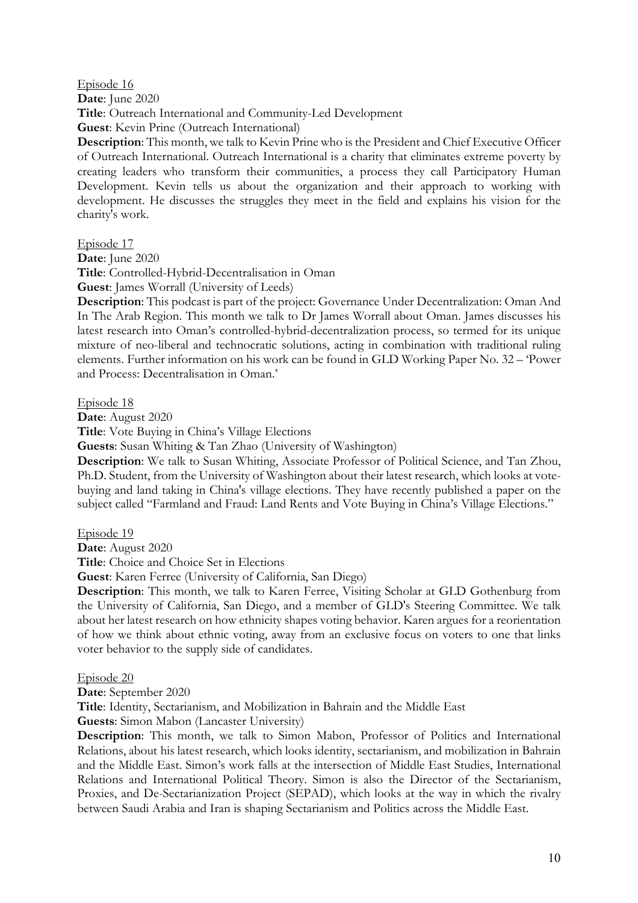Episode 16

**Date**: June 2020

**Title**: Outreach International and Community-Led Development

**Guest**: Kevin Prine (Outreach International)

**Description**: This month, we talk to Kevin Prine who is the President and Chief Executive Officer of Outreach International. Outreach International is a charity that eliminates extreme poverty by creating leaders who transform their communities, a process they call Participatory Human Development. Kevin tells us about the organization and their approach to working with development. He discusses the struggles they meet in the field and explains his vision for the charity's work.

Episode 17

**Date**: June 2020

**Title**: Controlled-Hybrid-Decentralisation in Oman

**Guest**: James Worrall (University of Leeds)

**Description**: This podcast is part of the project: Governance Under Decentralization: Oman And In The Arab Region. This month we talk to Dr James Worrall about Oman. James discusses his latest research into Oman's controlled-hybrid-decentralization process, so termed for its unique mixture of neo-liberal and technocratic solutions, acting in combination with traditional ruling elements. Further information on his work can be found in GLD Working Paper No. 32 – 'Power and Process: Decentralisation in Oman.'

Episode 18

**Date**: August 2020

**Title**: Vote Buying in China's Village Elections

**Guests**: Susan Whiting & Tan Zhao (University of Washington)

**Description**: We talk to Susan Whiting, Associate Professor of Political Science, and Tan Zhou, Ph.D. Student, from the University of Washington about their latest research, which looks at vote-buying and land taking in China's village elections. They have recently published a paper on the subject called "Farmland and Fraud: Land Rents and Vote Buying in China's Village Elections."

Episode 19

**Date**: August 2020

**Title**: Choice and Choice Set in Elections

**Guest**: Karen Ferree (University of California, San Diego)

**Description**: This month, we talk to Karen Ferree, Visiting Scholar at GLD Gothenburg from the University of California, San Diego, and a member of GLD's Steering Committee. We talk about her latest research on how ethnicity shapes voting behavior. Karen argues for a reorientation of how we think about ethnic voting, away from an exclusive focus on voters to one that links voter behavior to the supply side of candidates.

Episode 20

**Date**: September 2020

**Title**: Identity, Sectarianism, and Mobilization in Bahrain and the Middle East

**Guests**: Simon Mabon (Lancaster University)

**Description**: This month, we talk to Simon Mabon, Professor of Politics and International Relations, about his latest research, which looks identity, sectarianism, and mobilization in Bahrain and the Middle East. Simon's work falls at the intersection of Middle East Studies, International Relations and International Political Theory. Simon is also the Director of the Sectarianism, Proxies, and De-Sectarianization Project (SEPAD), which looks at the way in which the rivalry between Saudi Arabia and Iran is shaping Sectarianism and Politics across the Middle East.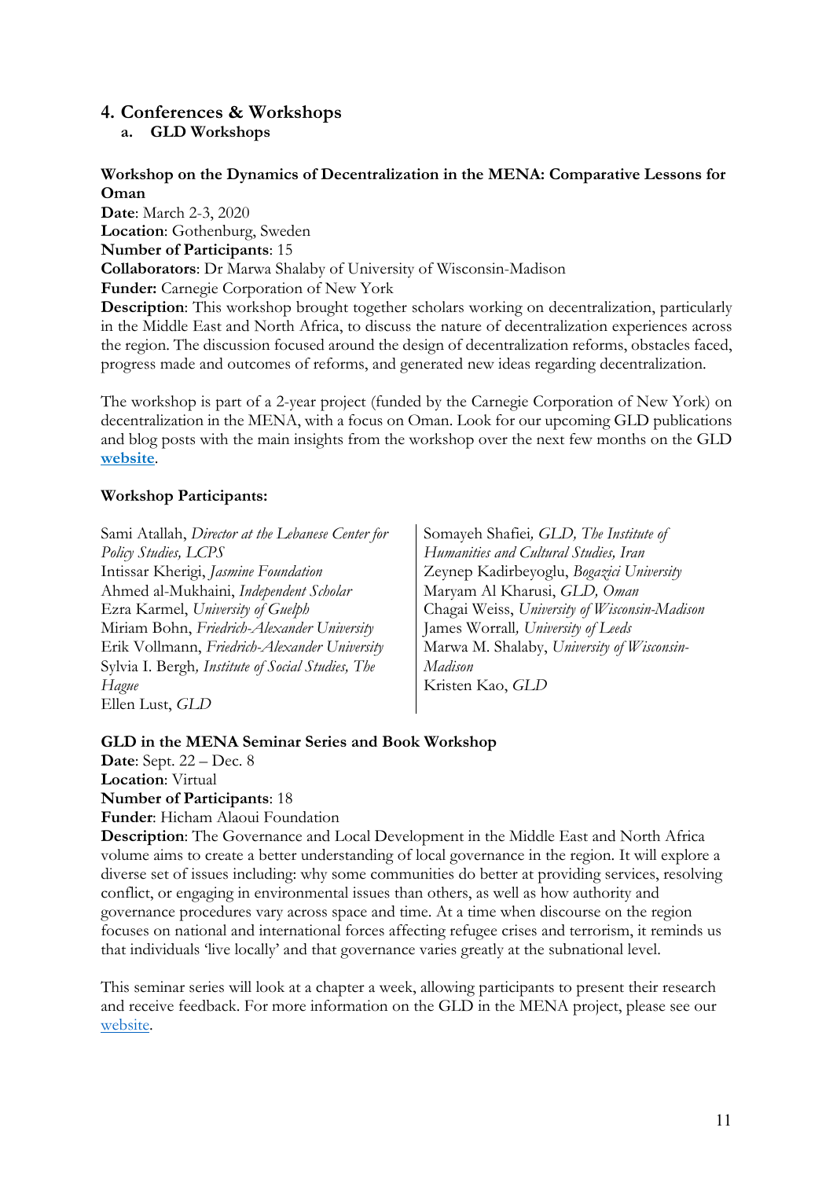## 4. Conferences & Workshops

### a. GLD Workshops

**Workshop on the Dynamics of Decentralization in the MENA: Comparative Lessons for Oman**

**Date**: March 2-3, 2020
**Location**: Gothenburg, Sweden
**Number of Participants**: 15
**Collaborators**: Dr Marwa Shalaby of University of Wisconsin-Madison
**Funder:** Carnegie Corporation of New York
**Description**: This workshop brought together scholars working on decentralization, particularly in the Middle East and North Africa, to discuss the nature of decentralization experiences across the region. The discussion focused around the design of decentralization reforms, obstacles faced, progress made and outcomes of reforms, and generated new ideas regarding decentralization.

The workshop is part of a 2-year project (funded by the Carnegie Corporation of New York) on decentralization in the MENA, with a focus on Oman. Look for our upcoming GLD publications and blog posts with the main insights from the workshop over the next few months on the GLD **website**.

**Workshop Participants:**

Sami Atallah, *Director at the Lebanese Center for Policy Studies, LCPS*
Intissar Kherigi, *Jasmine Foundation*
Ahmed al-Mukhaini, *Independent Scholar*
Ezra Karmel, *University of Guelph*
Miriam Bohn, *Friedrich-Alexander University*
Erik Vollmann, *Friedrich-Alexander University*
Sylvia I. Bergh*, Institute of Social Studies, The Hague*
Ellen Lust, *GLD*
Somayeh Shafiei*, GLD, The Institute of Humanities and Cultural Studies, Iran*
Zeynep Kadirbeyoglu, *Boğaziçi University*
Maryam Al Kharusi, *GLD, Oman*
Chagai Weiss, *University of Wisconsin-Madison*
James Worrall*, University of Leeds*
Marwa M. Shalaby, *University of Wisconsin-Madison*
Kristen Kao, *GLD*

**GLD in the MENA Seminar Series and Book Workshop**

**Date**: Sept. 22 – Dec. 8
**Location**: Virtual
**Number of Participants**: 18
**Funder**: Hicham Alaoui Foundation
**Description**: The Governance and Local Development in the Middle East and North Africa volume aims to create a better understanding of local governance in the region. It will explore a diverse set of issues including: why some communities do better at providing services, resolving conflict, or engaging in environmental issues than others, as well as how authority and governance procedures vary across space and time. At a time when discourse on the region focuses on national and international forces affecting refugee crises and terrorism, it reminds us that individuals 'live locally' and that governance varies greatly at the subnational level.

This seminar series will look at a chapter a week, allowing participants to present their research and receive feedback. For more information on the GLD in the MENA project, please see our website.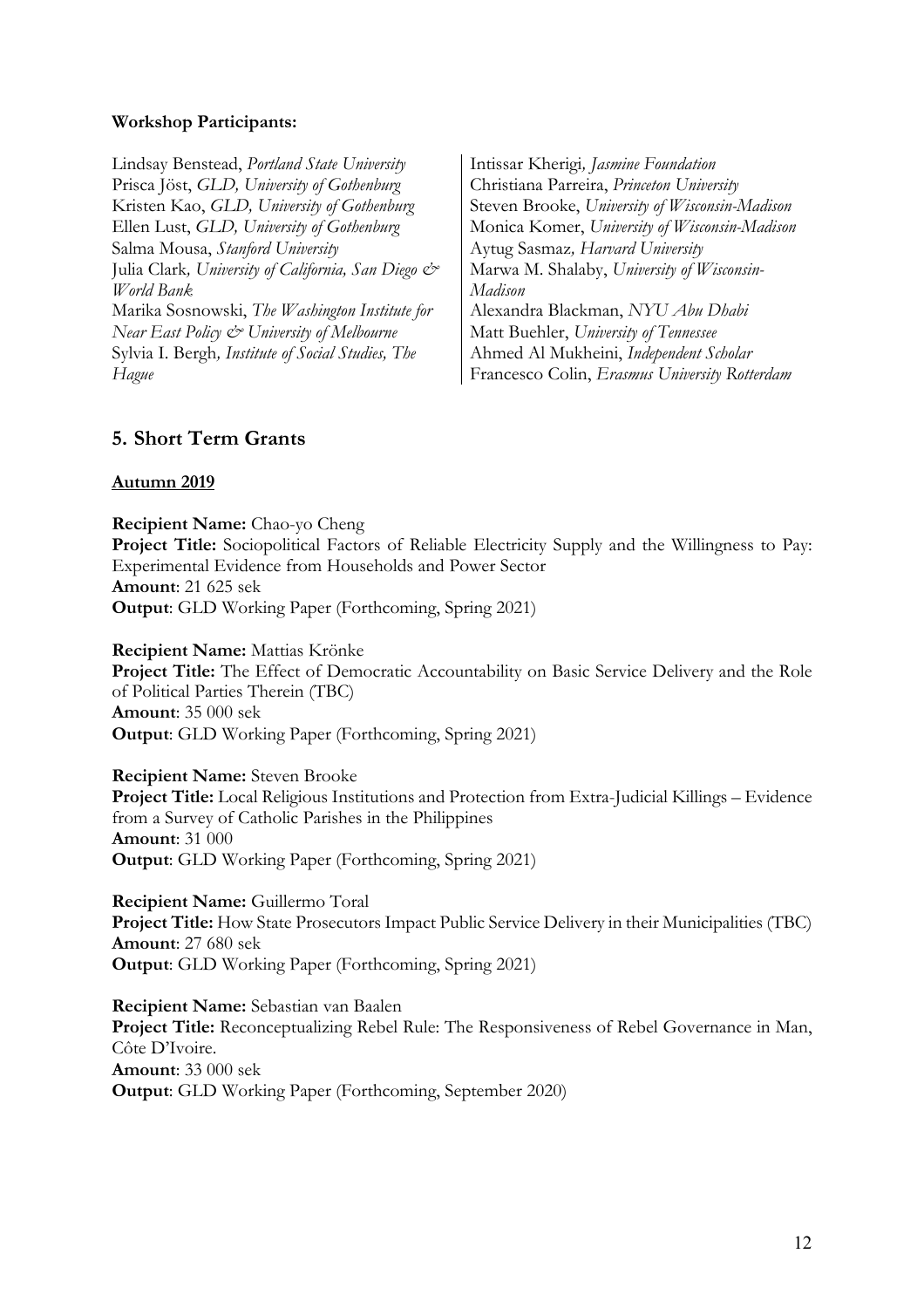**Workshop Participants:**

Lindsay Benstead, *Portland State University*
Prisca Jöst, *GLD, University of Gothenburg*
Kristen Kao, *GLD, University of Gothenburg*
Ellen Lust, *GLD, University of Gothenburg*
Salma Mousa, *Stanford University*
Julia Clark, *University of California, San Diego & World Bank*
Marika Sosnowski, *The Washington Institute for Near East Policy & University of Melbourne*
Sylvia I. Bergh, *Institute of Social Studies, The Hague*
Intissar Kherigi, *Jasmine Foundation*
Christiana Parreira, *Princeton University*
Steven Brooke, *University of Wisconsin-Madison*
Monica Komer, *University of Wisconsin-Madison*
Aytug Sasmaz, *Harvard University*
Marwa M. Shalaby, *University of Wisconsin-Madison*
Alexandra Blackman, *NYU Abu Dhabi*
Matt Buehler, *University of Tennessee*
Ahmed Al Mukheini, *Independent Scholar*
Francesco Colin, *Erasmus University Rotterdam*

## 5. Short Term Grants

**Autumn 2019**

**Recipient Name:** Chao-yo Cheng
**Project Title:** Sociopolitical Factors of Reliable Electricity Supply and the Willingness to Pay: Experimental Evidence from Households and Power Sector
**Amount**: 21 625 sek
**Output**: GLD Working Paper (Forthcoming, Spring 2021)

**Recipient Name:** Mattias Krönke
**Project Title:** The Effect of Democratic Accountability on Basic Service Delivery and the Role of Political Parties Therein (TBC)
**Amount**: 35 000 sek
**Output**: GLD Working Paper (Forthcoming, Spring 2021)

**Recipient Name:** Steven Brooke
**Project Title:** Local Religious Institutions and Protection from Extra-Judicial Killings – Evidence from a Survey of Catholic Parishes in the Philippines
**Amount**: 31 000
**Output**: GLD Working Paper (Forthcoming, Spring 2021)

**Recipient Name:** Guillermo Toral
**Project Title:** How State Prosecutors Impact Public Service Delivery in their Municipalities (TBC)
**Amount**: 27 680 sek
**Output**: GLD Working Paper (Forthcoming, Spring 2021)

**Recipient Name:** Sebastian van Baalen
**Project Title:** Reconceptualizing Rebel Rule: The Responsiveness of Rebel Governance in Man, Côte D'Ivoire.
**Amount**: 33 000 sek
**Output**: GLD Working Paper (Forthcoming, September 2020)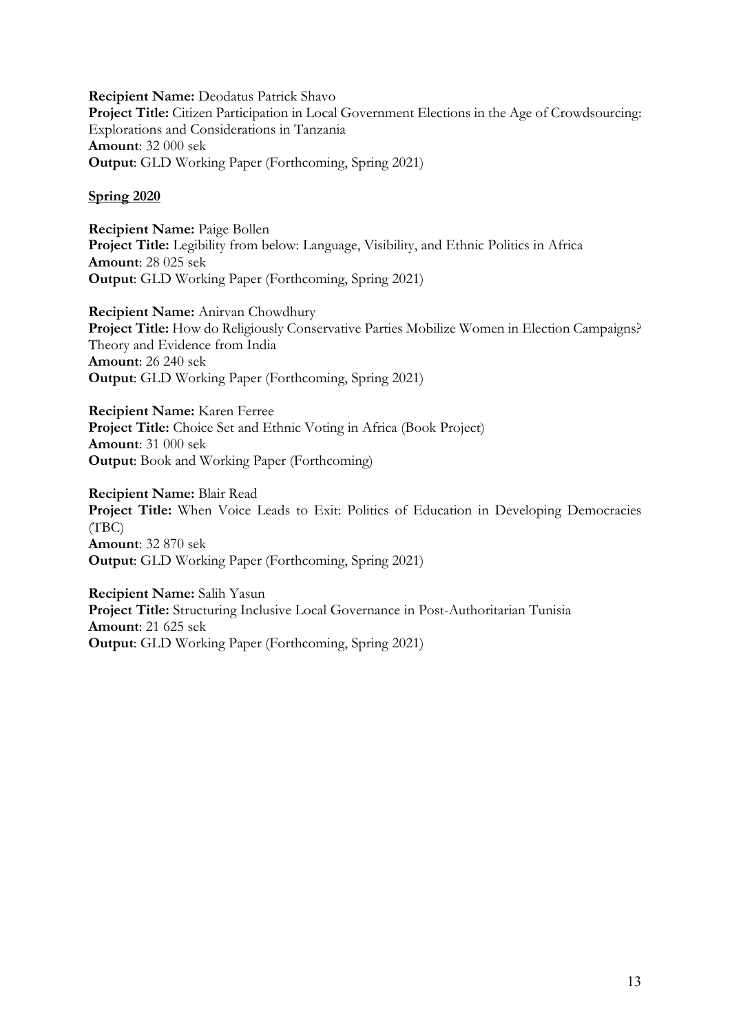**Recipient Name:** Deodatus Patrick Shavo
**Project Title:** Citizen Participation in Local Government Elections in the Age of Crowdsourcing: Explorations and Considerations in Tanzania
**Amount**: 32 000 sek
**Output**: GLD Working Paper (Forthcoming, Spring 2021)

**Spring 2020**

**Recipient Name:** Paige Bollen
**Project Title:** Legibility from below: Language, Visibility, and Ethnic Politics in Africa
**Amount**: 28 025 sek
**Output**: GLD Working Paper (Forthcoming, Spring 2021)

**Recipient Name:** Anirvan Chowdhury
**Project Title:** How do Religiously Conservative Parties Mobilize Women in Election Campaigns? Theory and Evidence from India
**Amount**: 26 240 sek
**Output**: GLD Working Paper (Forthcoming, Spring 2021)

**Recipient Name:** Karen Ferree
**Project Title:** Choice Set and Ethnic Voting in Africa (Book Project)
**Amount**: 31 000 sek
**Output**: Book and Working Paper (Forthcoming)

**Recipient Name:** Blair Read
**Project Title:** When Voice Leads to Exit: Politics of Education in Developing Democracies (TBC)
**Amount**: 32 870 sek
**Output**: GLD Working Paper (Forthcoming, Spring 2021)

**Recipient Name:** Salih Yasun
**Project Title:** Structuring Inclusive Local Governance in Post-Authoritarian Tunisia
**Amount**: 21 625 sek
**Output**: GLD Working Paper (Forthcoming, Spring 2021)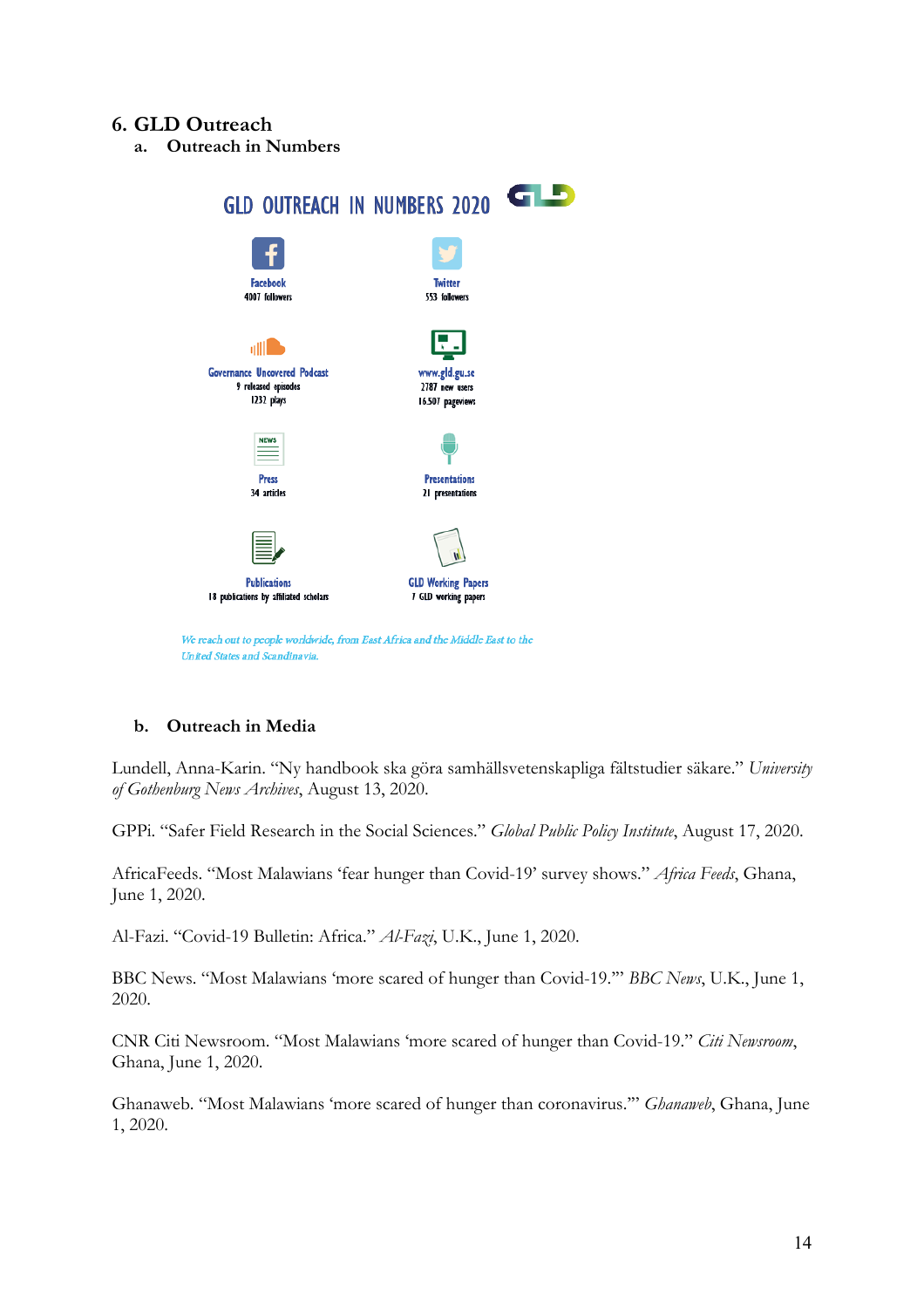## 6. GLD Outreach

### a. Outreach in Numbers

GLD OUTREACH IN NUMBERS 2020

**Facebook**
4007 followers

**Twitter**
553 followers

**Governance Uncovered Podcast**
9 released episodes
1232 plays

**www.gld.gu.se**
2787 new users
16 507 pageviews

**Press**
34 articles

**Presentations**
21 presentations

**Publications**
18 publications by affiliated scholars

**GLD Working Papers**
7 GLD working papers

*We reach out to people worldwide, from East Africa and the Middle East to the United States and Scandinavia.*

### b. Outreach in Media

Lundell, Anna-Karin. "Ny handbook ska göra samhällsvetenskapliga fältstudier säkare." *University of Gothenburg News Archives*, August 13, 2020.

GPPi. "Safer Field Research in the Social Sciences." *Global Public Policy Institute*, August 17, 2020.

AfricaFeeds. "Most Malawians 'fear hunger than Covid-19' survey shows." *Africa Feeds*, Ghana, June 1, 2020.

Al-Fazi. "Covid-19 Bulletin: Africa." *Al-Fazi*, U.K., June 1, 2020.

BBC News. "Most Malawians 'more scared of hunger than Covid-19.'" *BBC News*, U.K., June 1, 2020.

CNR Citi Newsroom. "Most Malawians 'more scared of hunger than Covid-19." *Citi Newsroom*, Ghana, June 1, 2020.

Ghanaweb. "Most Malawians 'more scared of hunger than coronavirus.'" *Ghanaweb*, Ghana, June 1, 2020.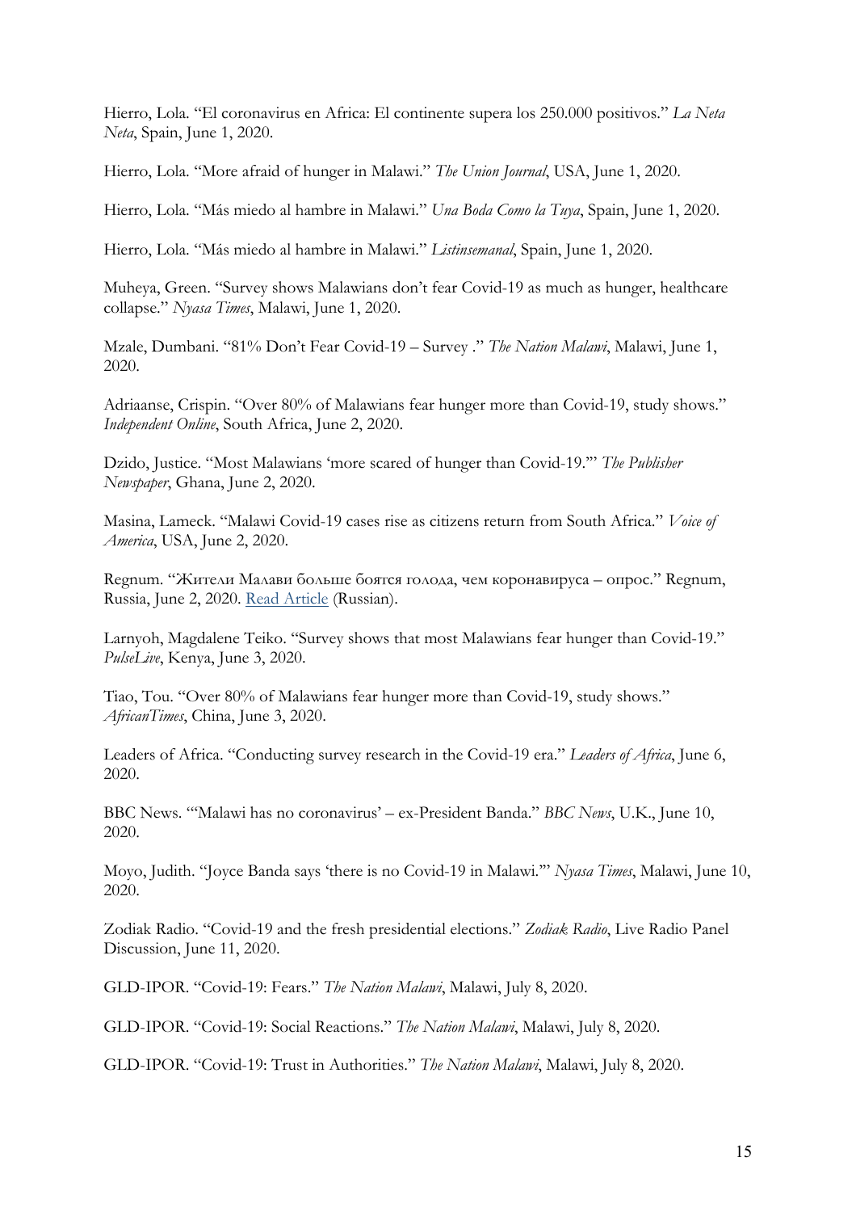Hierro, Lola. "El coronavirus en Africa: El continente supera los 250.000 positivos." *La Neta Neta*, Spain, June 1, 2020.

Hierro, Lola. "More afraid of hunger in Malawi." *The Union Journal*, USA, June 1, 2020.

Hierro, Lola. "Más miedo al hambre in Malawi." *Una Boda Como la Tuya*, Spain, June 1, 2020.

Hierro, Lola. "Más miedo al hambre in Malawi." *Listinsemanal*, Spain, June 1, 2020.

Muheya, Green. "Survey shows Malawians don't fear Covid-19 as much as hunger, healthcare collapse." *Nyasa Times*, Malawi, June 1, 2020.

Mzale, Dumbani. "81% Don't Fear Covid-19 – Survey ." *The Nation Malawi*, Malawi, June 1, 2020.

Adriaanse, Crispin. "Over 80% of Malawians fear hunger more than Covid-19, study shows." *Independent Online*, South Africa, June 2, 2020.

Dzido, Justice. "Most Malawians 'more scared of hunger than Covid-19.'" *The Publisher Newspaper*, Ghana, June 2, 2020.

Masina, Lameck. "Malawi Covid-19 cases rise as citizens return from South Africa." *Voice of America*, USA, June 2, 2020.

Regnum. "Жители Малави больше боятся голода, чем коронавируса – опрос." Regnum, Russia, June 2, 2020. Read Article (Russian).

Larnyoh, Magdalene Teiko. "Survey shows that most Malawians fear hunger than Covid-19." *PulseLive*, Kenya, June 3, 2020.

Tiao, Tou. "Over 80% of Malawians fear hunger more than Covid-19, study shows." *AfricanTimes*, China, June 3, 2020.

Leaders of Africa. "Conducting survey research in the Covid-19 era." *Leaders of Africa*, June 6, 2020.

BBC News. "'Malawi has no coronavirus' – ex-President Banda." *BBC News*, U.K., June 10, 2020.

Moyo, Judith. "Joyce Banda says 'there is no Covid-19 in Malawi.'" *Nyasa Times*, Malawi, June 10, 2020.

Zodiak Radio. "Covid-19 and the fresh presidential elections." *Zodiak Radio*, Live Radio Panel Discussion, June 11, 2020.

GLD-IPOR. "Covid-19: Fears." *The Nation Malawi*, Malawi, July 8, 2020.

GLD-IPOR. "Covid-19: Social Reactions." *The Nation Malawi*, Malawi, July 8, 2020.

GLD-IPOR. "Covid-19: Trust in Authorities." *The Nation Malawi*, Malawi, July 8, 2020.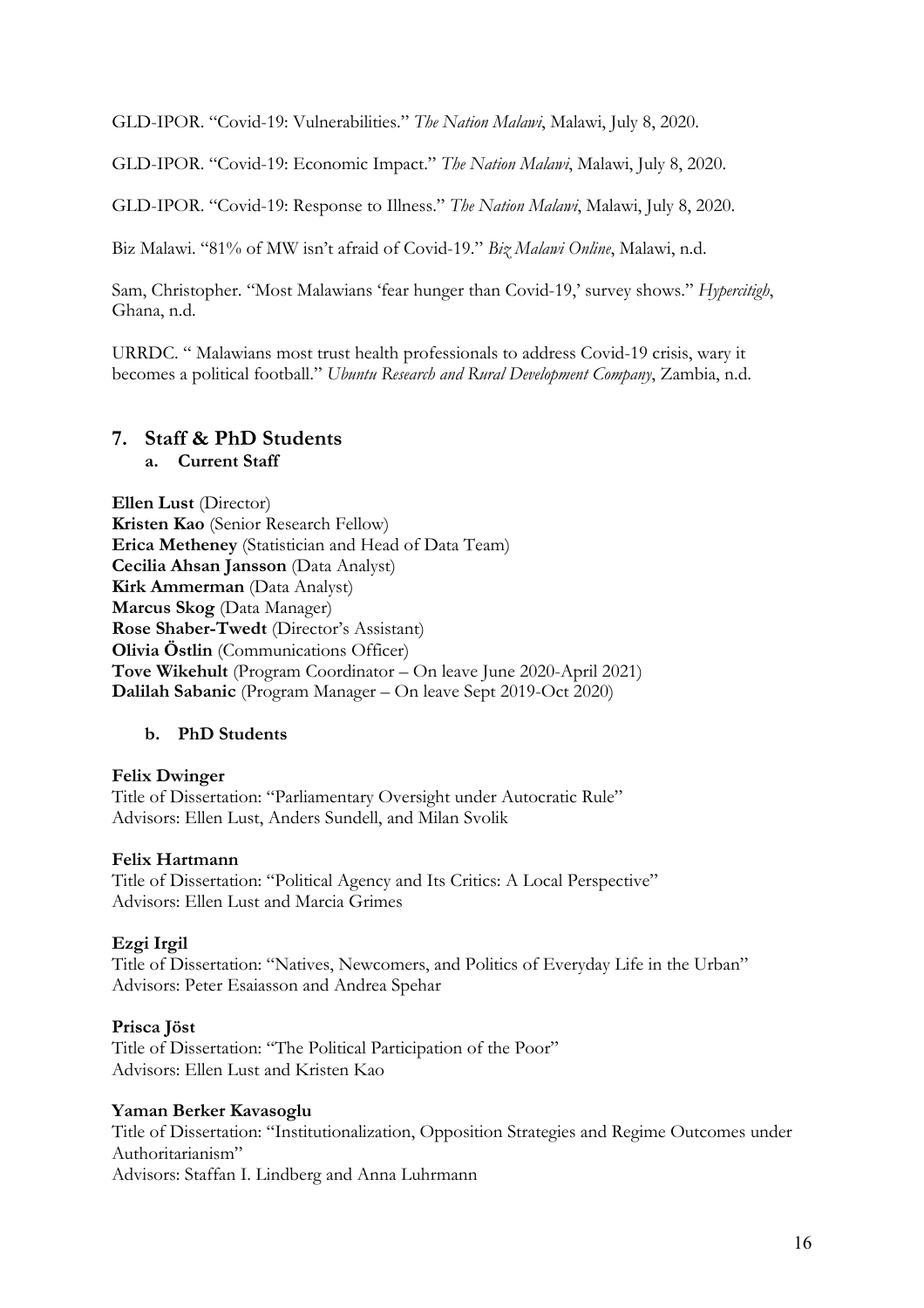GLD-IPOR. "Covid-19: Vulnerabilities." *The Nation Malawi*, Malawi, July 8, 2020.

GLD-IPOR. "Covid-19: Economic Impact." *The Nation Malawi*, Malawi, July 8, 2020.

GLD-IPOR. "Covid-19: Response to Illness." *The Nation Malawi*, Malawi, July 8, 2020.

Biz Malawi. "81% of MW isn't afraid of Covid-19." *Biz Malawi Online*, Malawi, n.d.

Sam, Christopher. "Most Malawians 'fear hunger than Covid-19,' survey shows." *Hypercitigh*, Ghana, n.d.

URRDC. " Malawians most trust health professionals to address Covid-19 crisis, wary it becomes a political football." *Ubuntu Research and Rural Development Company*, Zambia, n.d.

## 7. Staff & PhD Students

### a. Current Staff

**Ellen Lust** (Director)
**Kristen Kao** (Senior Research Fellow)
**Erica Metheney** (Statistician and Head of Data Team)
**Cecilia Ahsan Jansson** (Data Analyst)
**Kirk Ammerman** (Data Analyst)
**Marcus Skog** (Data Manager)
**Rose Shaber-Twedt** (Director's Assistant)
**Olivia Östlin** (Communications Officer)
**Tove Wikehult** (Program Coordinator – On leave June 2020-April 2021)
**Dalilah Sabanic** (Program Manager – On leave Sept 2019-Oct 2020)

### b. PhD Students

**Felix Dwinger**
Title of Dissertation: "Parliamentary Oversight under Autocratic Rule"
Advisors: Ellen Lust, Anders Sundell, and Milan Svolik

**Felix Hartmann**
Title of Dissertation: "Political Agency and Its Critics: A Local Perspective"
Advisors: Ellen Lust and Marcia Grimes

**Ezgi Irgil**
Title of Dissertation: "Natives, Newcomers, and Politics of Everyday Life in the Urban"
Advisors: Peter Esaiasson and Andrea Spehar

**Prisca Jöst**
Title of Dissertation: "The Political Participation of the Poor"
Advisors: Ellen Lust and Kristen Kao

**Yaman Berker Kavasoglu**
Title of Dissertation: "Institutionalization, Opposition Strategies and Regime Outcomes under Authoritarianism"
Advisors: Staffan I. Lindberg and Anna Luhrmann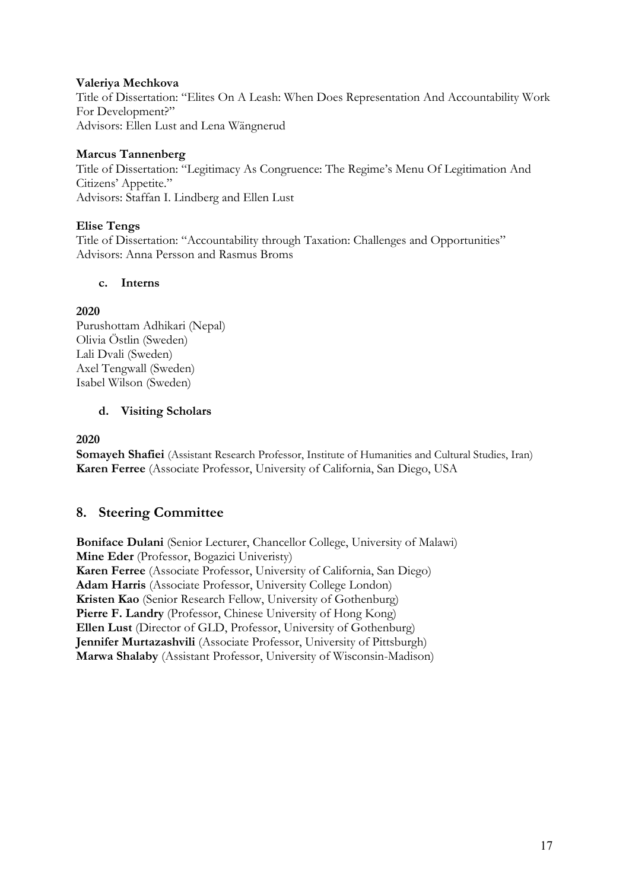**Valeriya Mechkova**
Title of Dissertation: "Elites On A Leash: When Does Representation And Accountability Work For Development?"
Advisors: Ellen Lust and Lena Wängnerud

**Marcus Tannenberg**
Title of Dissertation: "Legitimacy As Congruence: The Regime's Menu Of Legitimation And Citizens' Appetite."
Advisors: Staffan I. Lindberg and Ellen Lust

**Elise Tengs**
Title of Dissertation: "Accountability through Taxation: Challenges and Opportunities"
Advisors: Anna Persson and Rasmus Broms

### c. Interns

**2020**
Purushottam Adhikari (Nepal)
Olivia Östlin (Sweden)
Lali Dvali (Sweden)
Axel Tengwall (Sweden)
Isabel Wilson (Sweden)

### d. Visiting Scholars

**2020**
**Somayeh Shafiei** (Assistant Research Professor, Institute of Humanities and Cultural Studies, Iran)
**Karen Ferree** (Associate Professor, University of California, San Diego, USA

## 8. Steering Committee

**Boniface Dulani** (Senior Lecturer, Chancellor College, University of Malawi)
**Mine Eder** (Professor, Bogazici Univeristy)
**Karen Ferree** (Associate Professor, University of California, San Diego)
**Adam Harris** (Associate Professor, University College London)
**Kristen Kao** (Senior Research Fellow, University of Gothenburg)
**Pierre F. Landry** (Professor, Chinese University of Hong Kong)
**Ellen Lust** (Director of GLD, Professor, University of Gothenburg)
**Jennifer Murtazashvili** (Associate Professor, University of Pittsburgh)
**Marwa Shalaby** (Assistant Professor, University of Wisconsin-Madison)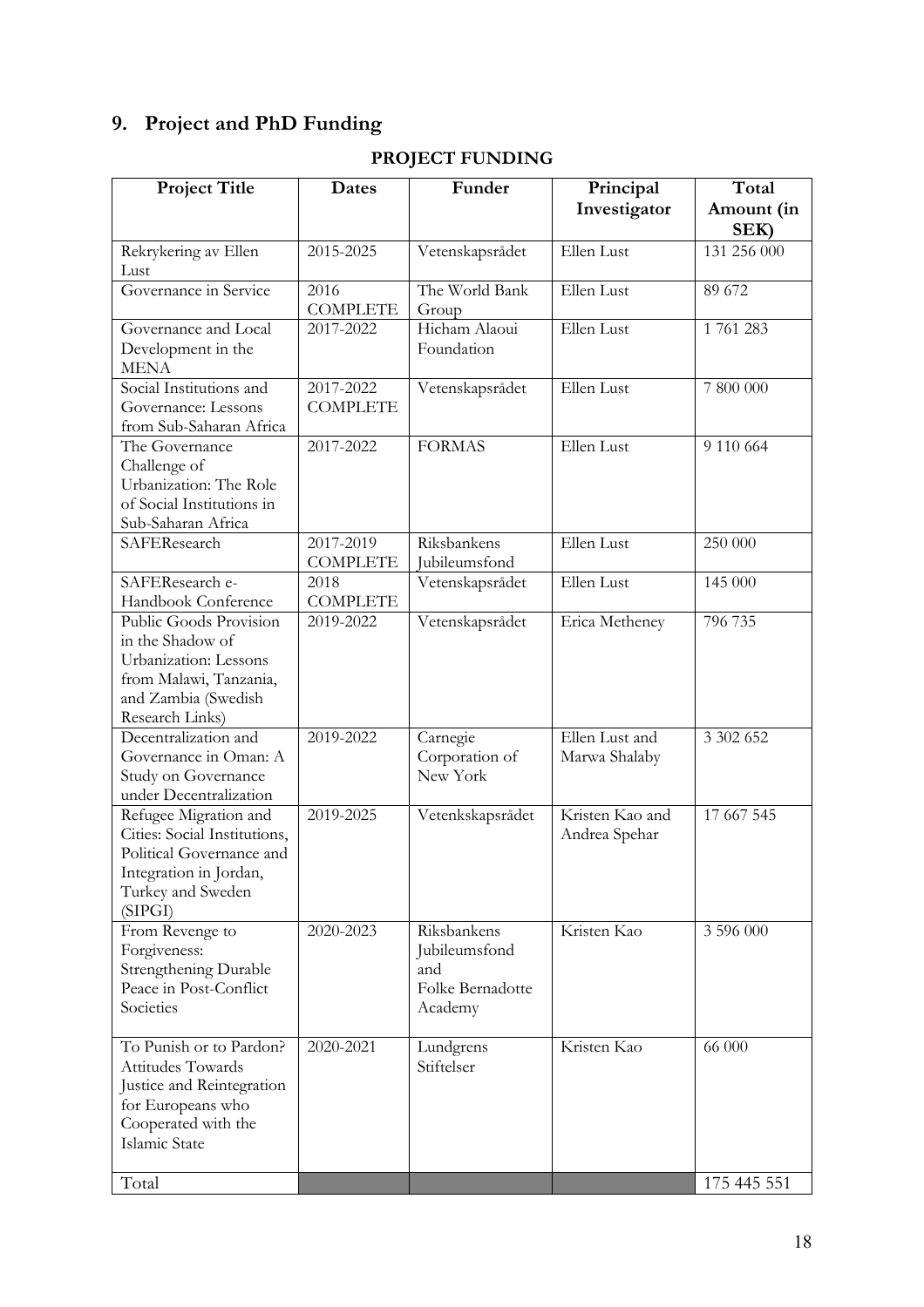## 9. Project and PhD Funding

**PROJECT FUNDING**

| Project Title | Dates | Funder | Principal Investigator | Total Amount (in SEK) |
|---|---|---|---|---|
| Rekrykering av Ellen Lust | 2015-2025 | Vetenskapsrådet | Ellen Lust | 131 256 000 |
| Governance in Service | 2016 COMPLETE | The World Bank Group | Ellen Lust | 89 672 |
| Governance and Local Development in the MENA | 2017-2022 | Hicham Alaoui Foundation | Ellen Lust | 1 761 283 |
| Social Institutions and Governance: Lessons from Sub-Saharan Africa | 2017-2022 COMPLETE | Vetenskapsrådet | Ellen Lust | 7 800 000 |
| The Governance Challenge of Urbanization: The Role of Social Institutions in Sub-Saharan Africa | 2017-2022 | FORMAS | Ellen Lust | 9 110 664 |
| SAFEResearch | 2017-2019 COMPLETE | Riksbankens Jubileumsfond | Ellen Lust | 250 000 |
| SAFEResearch e-Handbook Conference | 2018 COMPLETE | Vetenskapsrådet | Ellen Lust | 145 000 |
| Public Goods Provision in the Shadow of Urbanization: Lessons from Malawi, Tanzania, and Zambia (Swedish Research Links) | 2019-2022 | Vetenskapsrådet | Erica Metheney | 796 735 |
| Decentralization and Governance in Oman: A Study on Governance under Decentralization | 2019-2022 | Carnegie Corporation of New York | Ellen Lust and Marwa Shalaby | 3 302 652 |
| Refugee Migration and Cities: Social Institutions, Political Governance and Integration in Jordan, Turkey and Sweden (SIPGI) | 2019-2025 | Vetenkskapsrådet | Kristen Kao and Andrea Spehar | 17 667 545 |
| From Revenge to Forgiveness: Strengthening Durable Peace in Post-Conflict Societies | 2020-2023 | Riksbankens Jubileumsfond and Folke Bernadotte Academy | Kristen Kao | 3 596 000 |
| To Punish or to Pardon? Attitudes Towards Justice and Reintegration for Europeans who Cooperated with the Islamic State | 2020-2021 | Lundgrens Stiftelser | Kristen Kao | 66 000 |
| Total | | | | 175 445 551 |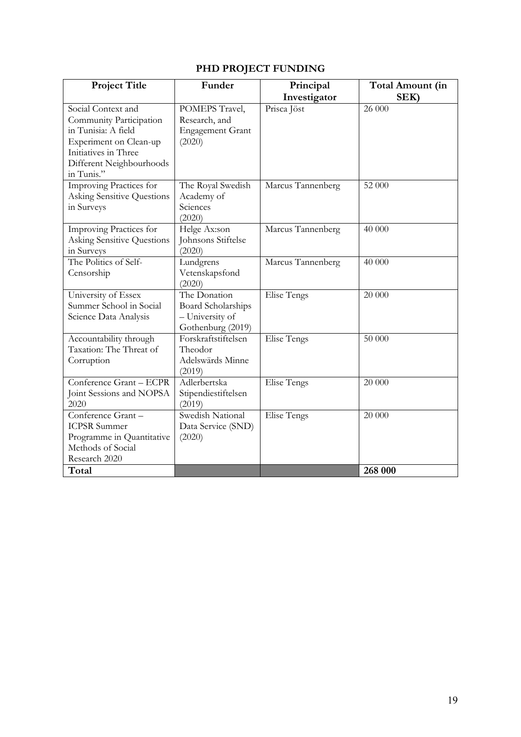# PHD PROJECT FUNDING

| Project Title | Funder | Principal Investigator | Total Amount (in SEK) |
|---|---|---|---|
| Social Context and Community Participation in Tunisia: A field Experiment on Clean-up Initiatives in Three Different Neighbourhoods in Tunis." | POMEPS Travel, Research, and Engagement Grant (2020) | Prisca Jöst | 26 000 |
| Improving Practices for Asking Sensitive Questions in Surveys | The Royal Swedish Academy of Sciences (2020) | Marcus Tannenberg | 52 000 |
| Improving Practices for Asking Sensitive Questions in Surveys | Helge Ax:son Johnsons Stiftelse (2020) | Marcus Tannenberg | 40 000 |
| The Politics of Self-Censorship | Lundgrens Vetenskapsfond (2020) | Marcus Tannenberg | 40 000 |
| University of Essex Summer School in Social Science Data Analysis | The Donation Board Scholarships – University of Gothenburg (2019) | Elise Tengs | 20 000 |
| Accountability through Taxation: The Threat of Corruption | Forskraftstiftelsen Theodor Adelswärds Minne (2019) | Elise Tengs | 50 000 |
| Conference Grant – ECPR Joint Sessions and NOPSA 2020 | Adlerbertska Stipendiestiftelsen (2019) | Elise Tengs | 20 000 |
| Conference Grant – ICPSR Summer Programme in Quantitative Methods of Social Research 2020 | Swedish National Data Service (SND) (2020) | Elise Tengs | 20 000 |
| **Total** | | | **268 000** |